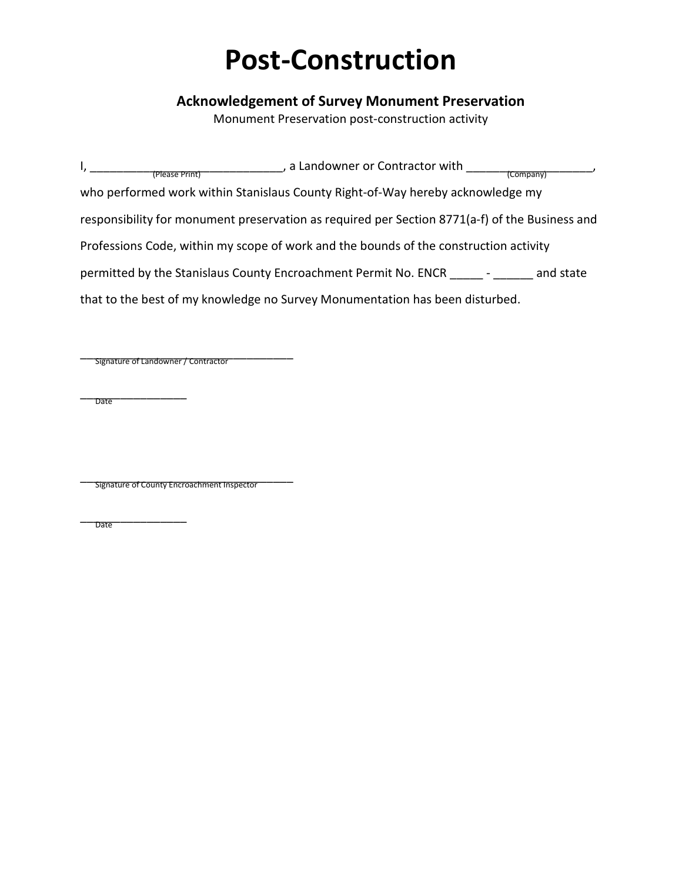# Post-Construction

### Acknowledgement of Survey Monument Preservation

Monument Preservation post-construction activity

I, ______________________________ (Please Print), a Landowner or Contractor with ___________________ (Company), who performed work within Stanislaus County Right-of-Way hereby acknowledge my responsibility for monument preservation as required per Section 8771(a-f) of the Business and Professions Code, within my scope of work and the bounds of the construction activity permitted by the Stanislaus County Encroachment Permit No. ENCR _____ - ______ and state that to the best of my knowledge no Survey Monumentation has been disturbed.

_________________________________
Signature of Landowner / Contractor

________________
Date

_________________________________
Signature of County Encroachment Inspector

________________
Date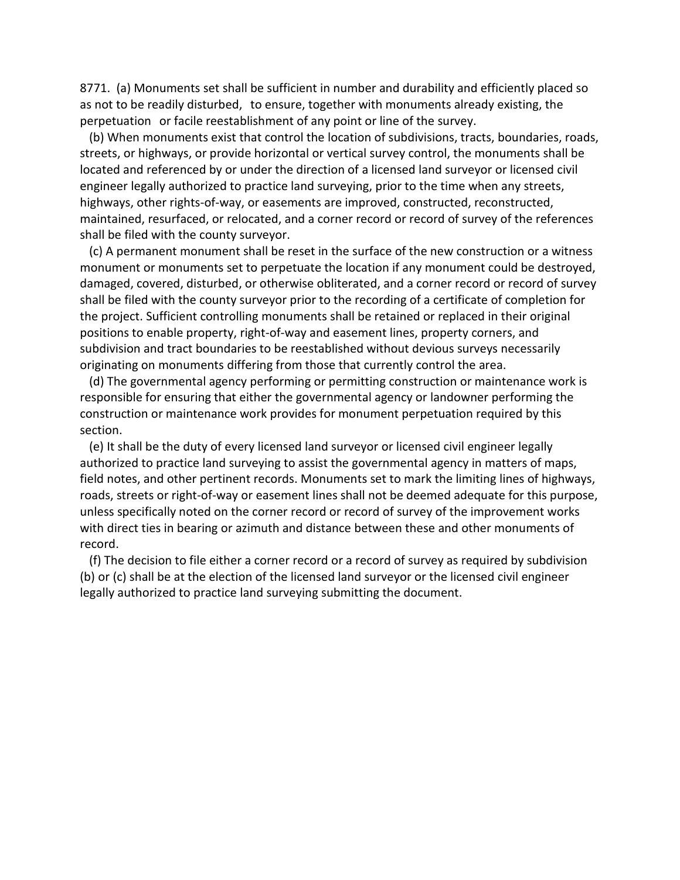8771. (a) Monuments set shall be sufficient in number and durability and efficiently placed so as not to be readily disturbed, to ensure, together with monuments already existing, the perpetuation or facile reestablishment of any point or line of the survey.

(b) When monuments exist that control the location of subdivisions, tracts, boundaries, roads, streets, or highways, or provide horizontal or vertical survey control, the monuments shall be located and referenced by or under the direction of a licensed land surveyor or licensed civil engineer legally authorized to practice land surveying, prior to the time when any streets, highways, other rights-of-way, or easements are improved, constructed, reconstructed, maintained, resurfaced, or relocated, and a corner record or record of survey of the references shall be filed with the county surveyor.

(c) A permanent monument shall be reset in the surface of the new construction or a witness monument or monuments set to perpetuate the location if any monument could be destroyed, damaged, covered, disturbed, or otherwise obliterated, and a corner record or record of survey shall be filed with the county surveyor prior to the recording of a certificate of completion for the project. Sufficient controlling monuments shall be retained or replaced in their original positions to enable property, right-of-way and easement lines, property corners, and subdivision and tract boundaries to be reestablished without devious surveys necessarily originating on monuments differing from those that currently control the area.

(d) The governmental agency performing or permitting construction or maintenance work is responsible for ensuring that either the governmental agency or landowner performing the construction or maintenance work provides for monument perpetuation required by this section.

(e) It shall be the duty of every licensed land surveyor or licensed civil engineer legally authorized to practice land surveying to assist the governmental agency in matters of maps, field notes, and other pertinent records. Monuments set to mark the limiting lines of highways, roads, streets or right-of-way or easement lines shall not be deemed adequate for this purpose, unless specifically noted on the corner record or record of survey of the improvement works with direct ties in bearing or azimuth and distance between these and other monuments of record.

(f) The decision to file either a corner record or a record of survey as required by subdivision (b) or (c) shall be at the election of the licensed land surveyor or the licensed civil engineer legally authorized to practice land surveying submitting the document.